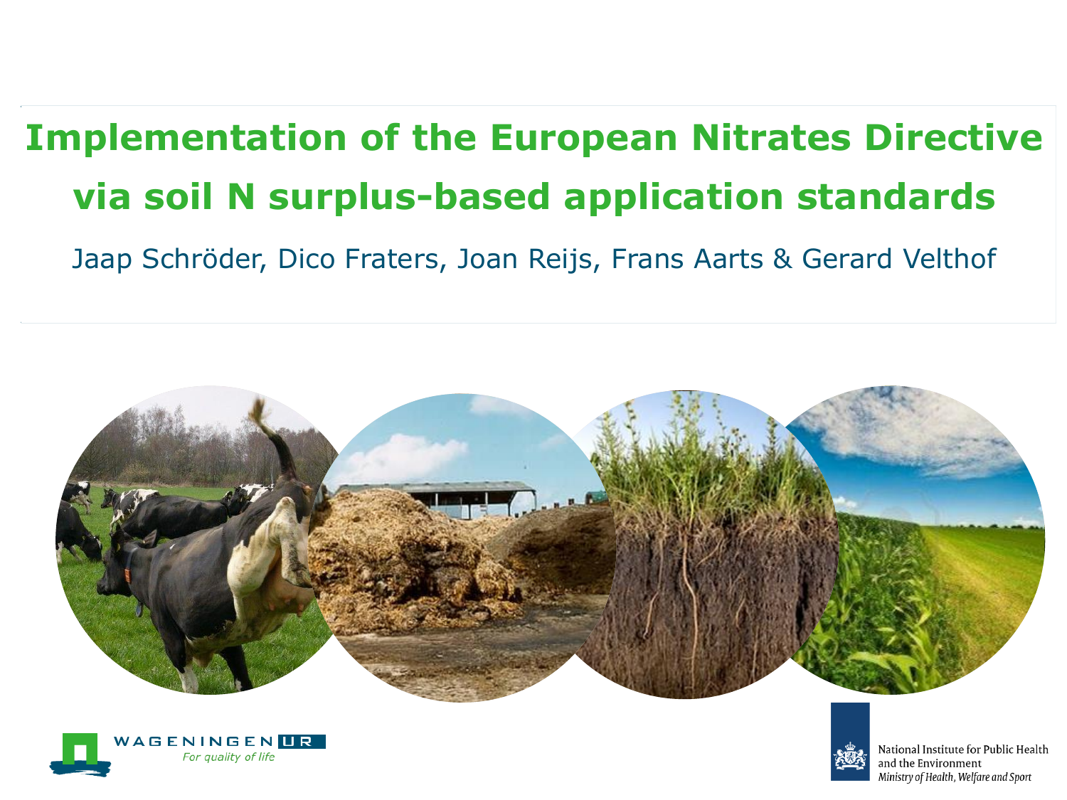# Implementation of the European Nitrates Directive via soil N surplus-based application standards

Jaap Schröder, Dico Fraters, Joan Reijs, Frans Aarts & Gerard Velthof

WAGENINGEN UR
*For quality of life*

National Institute for Public Health and the Environment
*Ministry of Health, Welfare and Sport*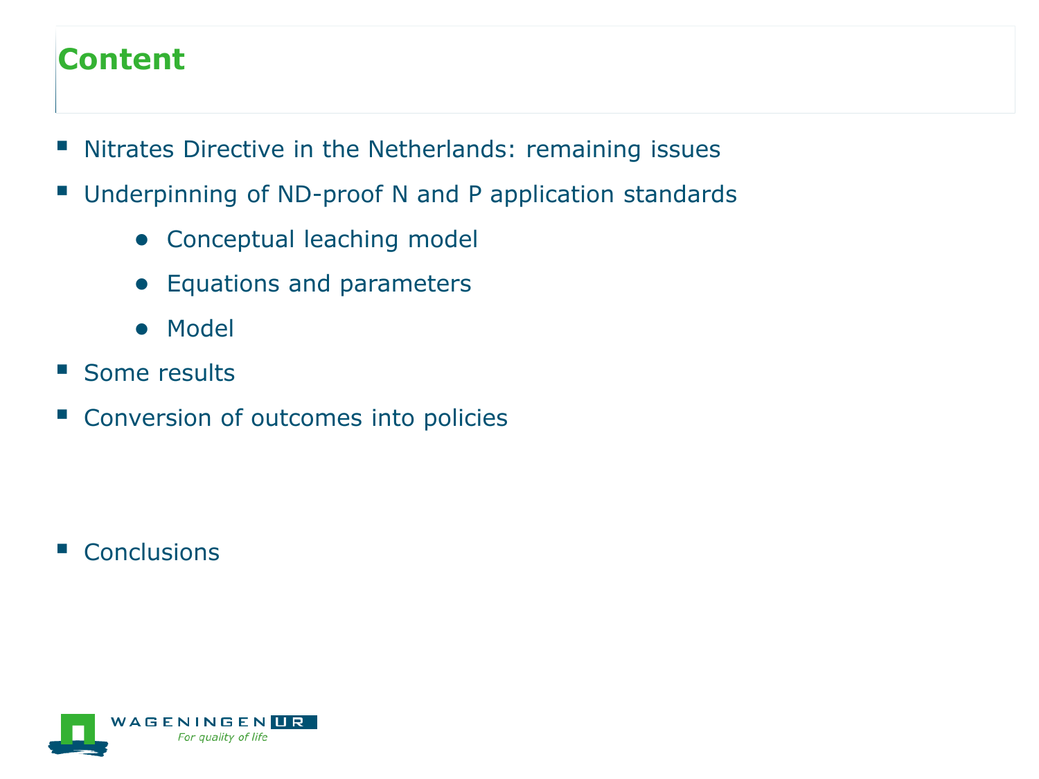# Content

- Nitrates Directive in the Netherlands: remaining issues
- Underpinning of ND-proof N and P application standards
    - Conceptual leaching model
    - Equations and parameters
    - Model
- Some results
- Conversion of outcomes into policies
- Conclusions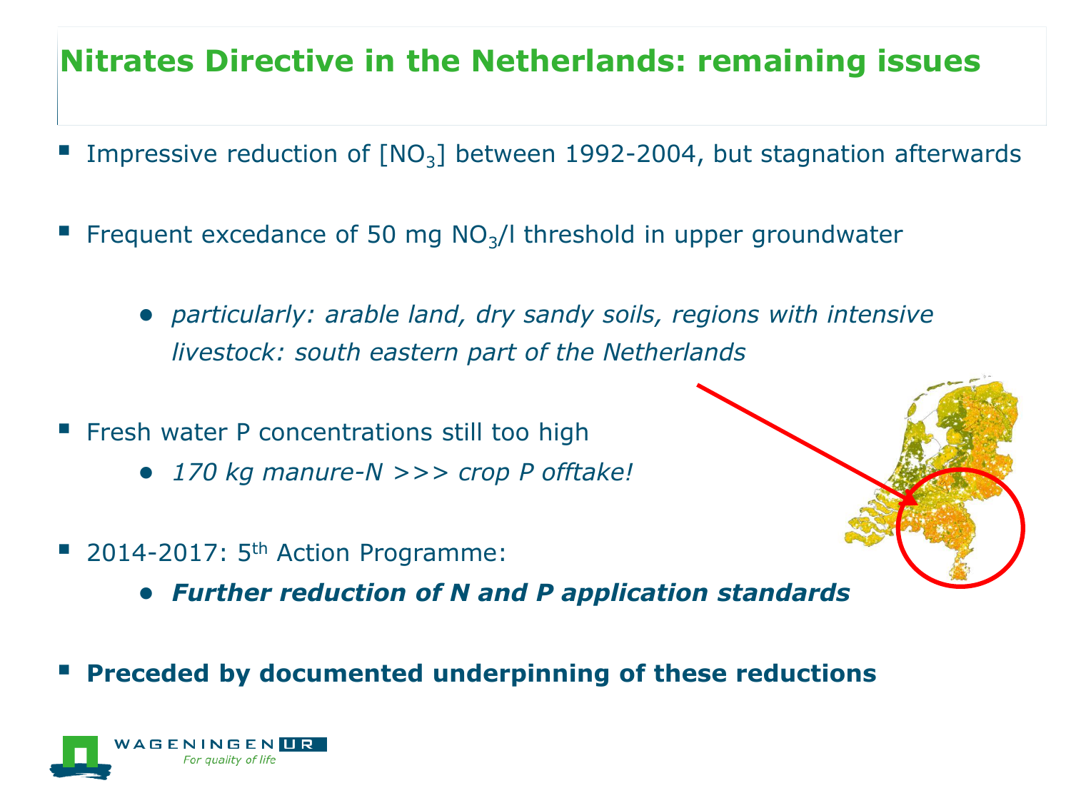# Nitrates Directive in the Netherlands: remaining issues

- Impressive reduction of [$NO_3$] between 1992-2004, but stagnation afterwards
- Frequent excedance of 50 mg $NO_3$/l threshold in upper groundwater
  - *particularly: arable land, dry sandy soils, regions with intensive livestock: south eastern part of the Netherlands*
- Fresh water P concentrations still too high
  - *170 kg manure-N >>> crop P offtake!*
- 2014-2017: 5th Action Programme:
  - ***Further reduction of N and P application standards***
- **Preceded by documented underpinning of these reductions**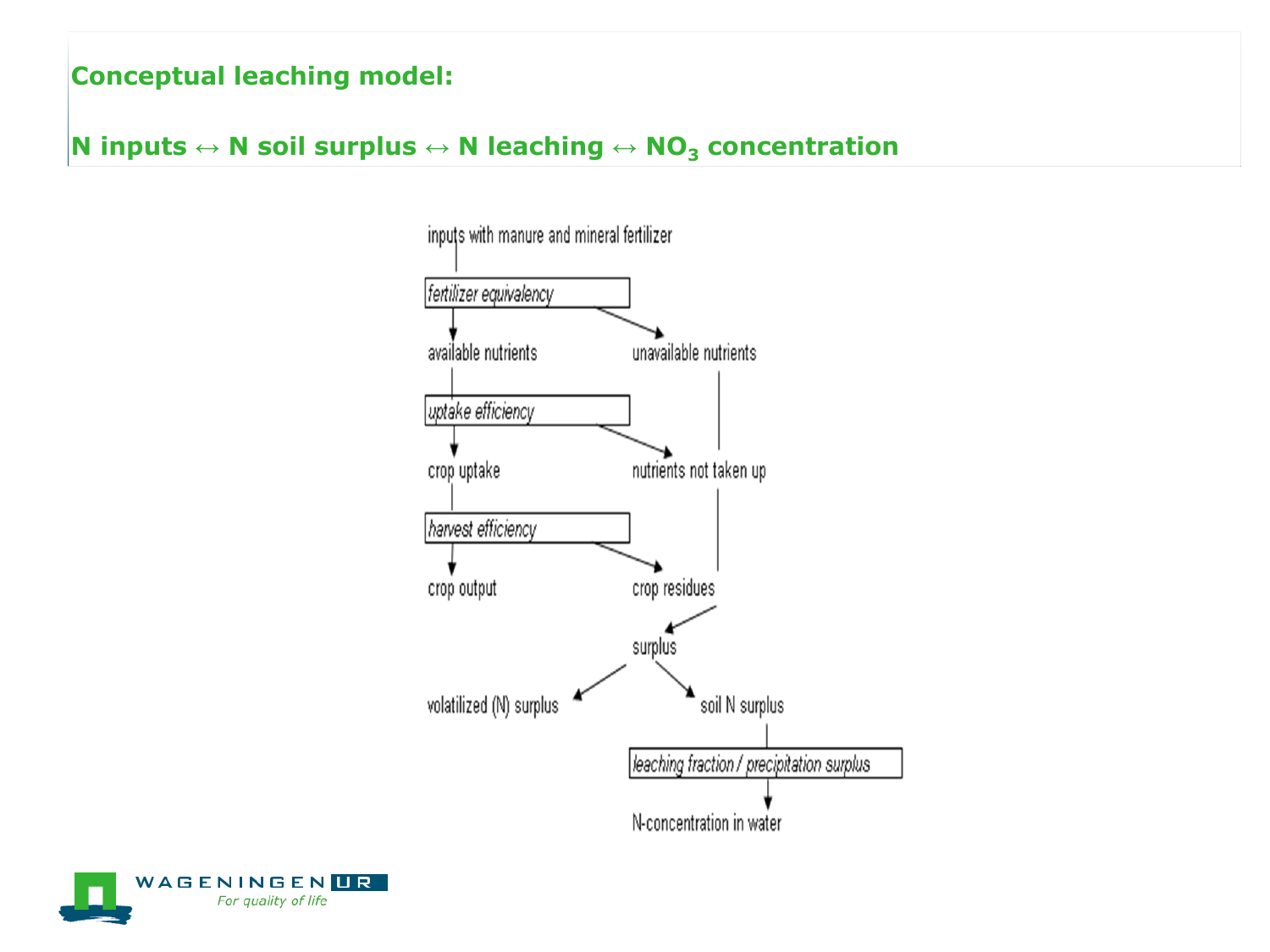## Conceptual leaching model:

## N inputs ↔ N soil surplus ↔ N leaching ↔ $NO_3$ concentration

inputs with manure and mineral fertilizer

*fertilizer equivalency*

available nutrients

unavailable nutrients

*uptake efficiency*

crop uptake

nutrients not taken up

*harvest efficiency*

crop output

crop residues

surplus

volatilized (N) surplus

soil N surplus

*leaching fraction / precipitation surplus*

N-concentration in water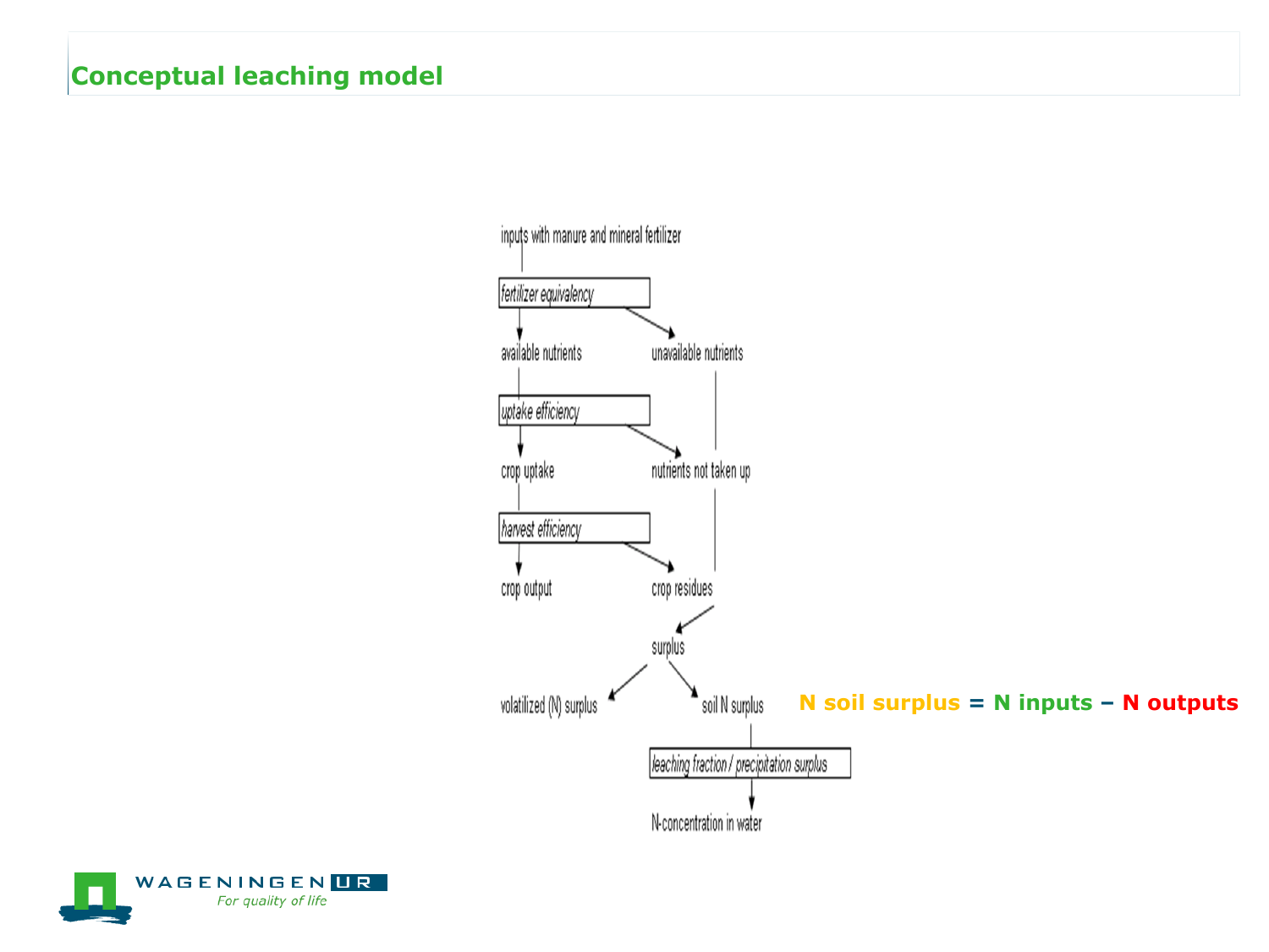## Conceptual leaching model

inputs with manure and mineral fertilizer

*fertilizer equivalency*

available nutrients

unavailable nutrients

*uptake efficiency*

crop uptake

nutrients not taken up

*harvest efficiency*

crop output

crop residues

surplus

volatilized (N) surplus

soil N surplus

*leaching fraction / precipitation surplus*

N-concentration in water

**N soil surplus = N inputs – N outputs**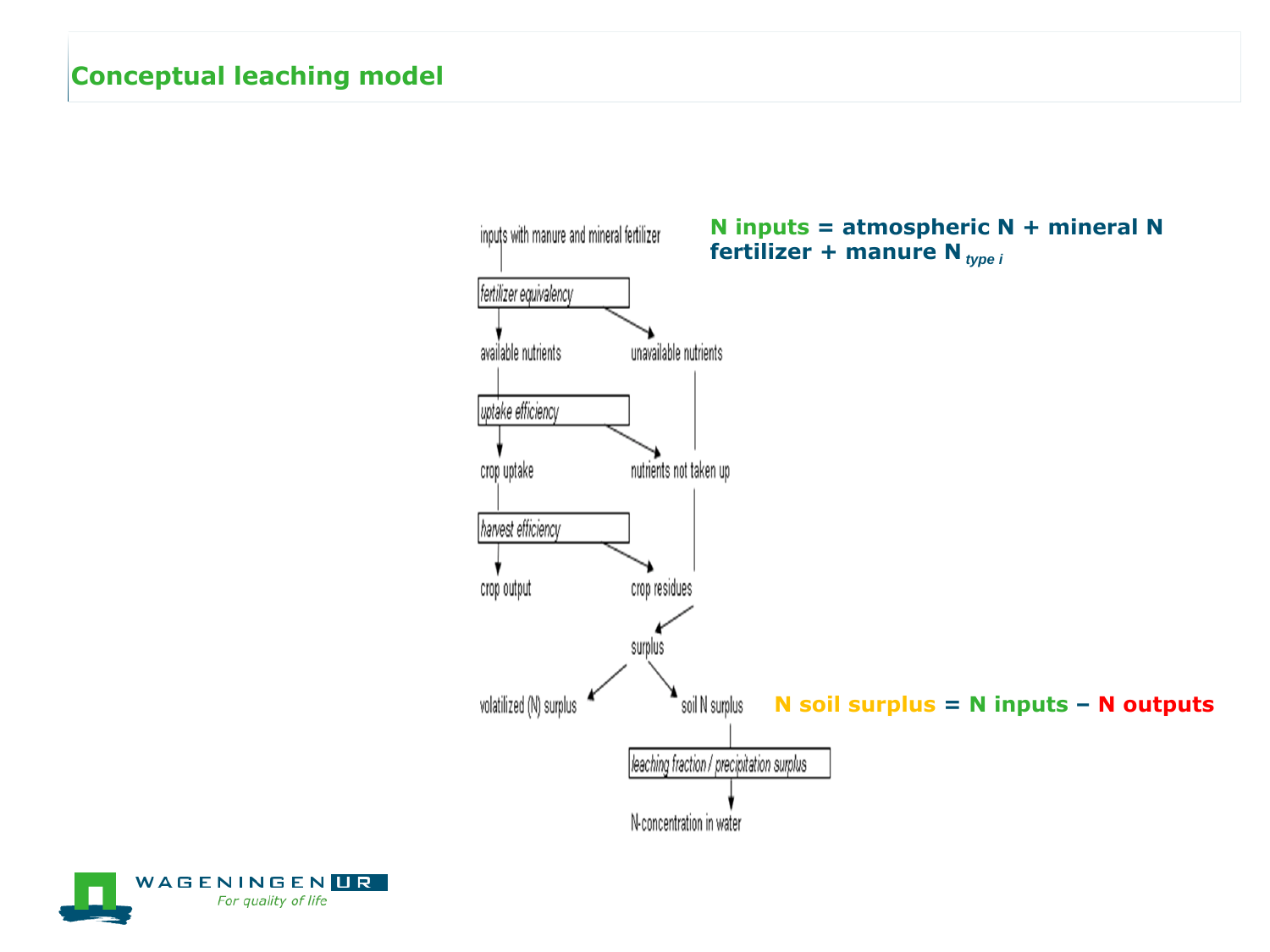# Conceptual leaching model

inputs with manure and mineral fertilizer

*fertilizer equivalency*

available nutrients — unavailable nutrients

*uptake efficiency*

crop uptake — nutrients not taken up

*harvest efficiency*

crop output — crop residues

surplus

volatilized (N) surplus — soil N surplus

*leaching fraction / precipitation surplus*

N-concentration in water

**N inputs = atmospheric N + mineral N fertilizer + manure $N_{type\ i}$**

**N soil surplus = N inputs – N outputs**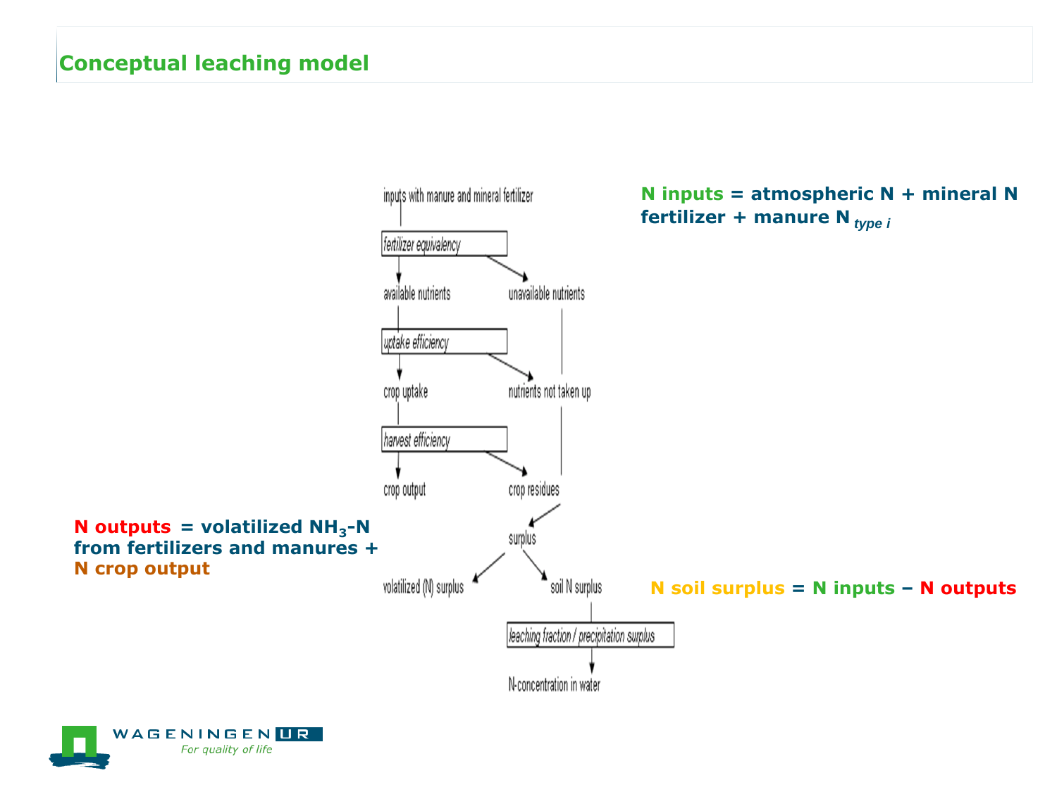# Conceptual leaching model

inputs with manure and mineral fertilizer

*fertilizer equivalency*

available nutrients — unavailable nutrients

*uptake efficiency*

crop uptake — nutrients not taken up

*harvest efficiency*

crop output — crop residues

surplus

volatilized (N) surplus — soil N surplus

*leaching fraction / precipitation surplus*

N-concentration in water

**N inputs = atmospheric N + mineral N fertilizer + manure N** $_{type\ i}$

**N outputs = volatilized $NH_3$-N from fertilizers and manures + N crop output**

**N soil surplus = N inputs – N outputs**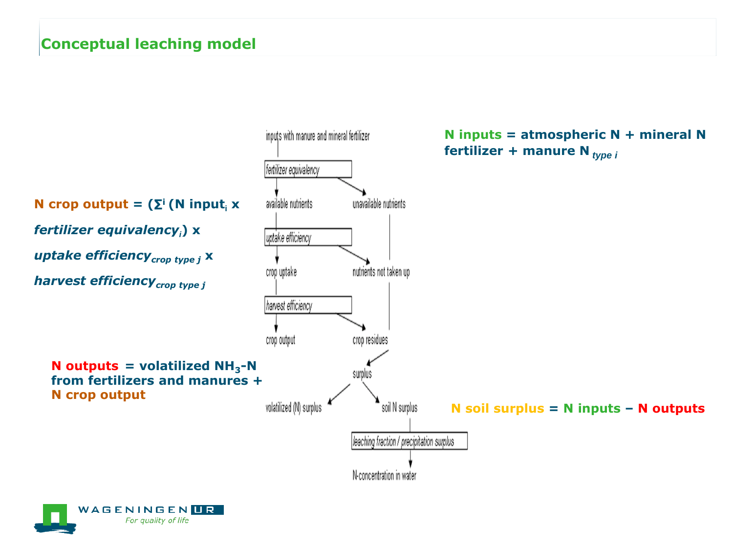## Conceptual leaching model

**N inputs = atmospheric N + mineral N fertilizer + manure N** $_{type\ i}$

**N crop output = ($\Sigma^i$ (N input$_i$ x *fertilizer equivalency$_i$*) x *uptake efficiency$_{crop\ type\ j}$* x *harvest efficiency$_{crop\ type\ j}$***

inputs with manure and mineral fertilizer

*fertilizer equivalency*

available nutrients — unavailable nutrients

*uptake efficiency*

crop uptake — nutrients not taken up

*harvest efficiency*

crop output — crop residues

surplus

volatilized (N) surplus — soil N surplus

*leaching fraction / precipitation surplus*

N-concentration in water

**N outputs = volatilized $NH_3$-N from fertilizers and manures + N crop output**

**N soil surplus = N inputs – N outputs**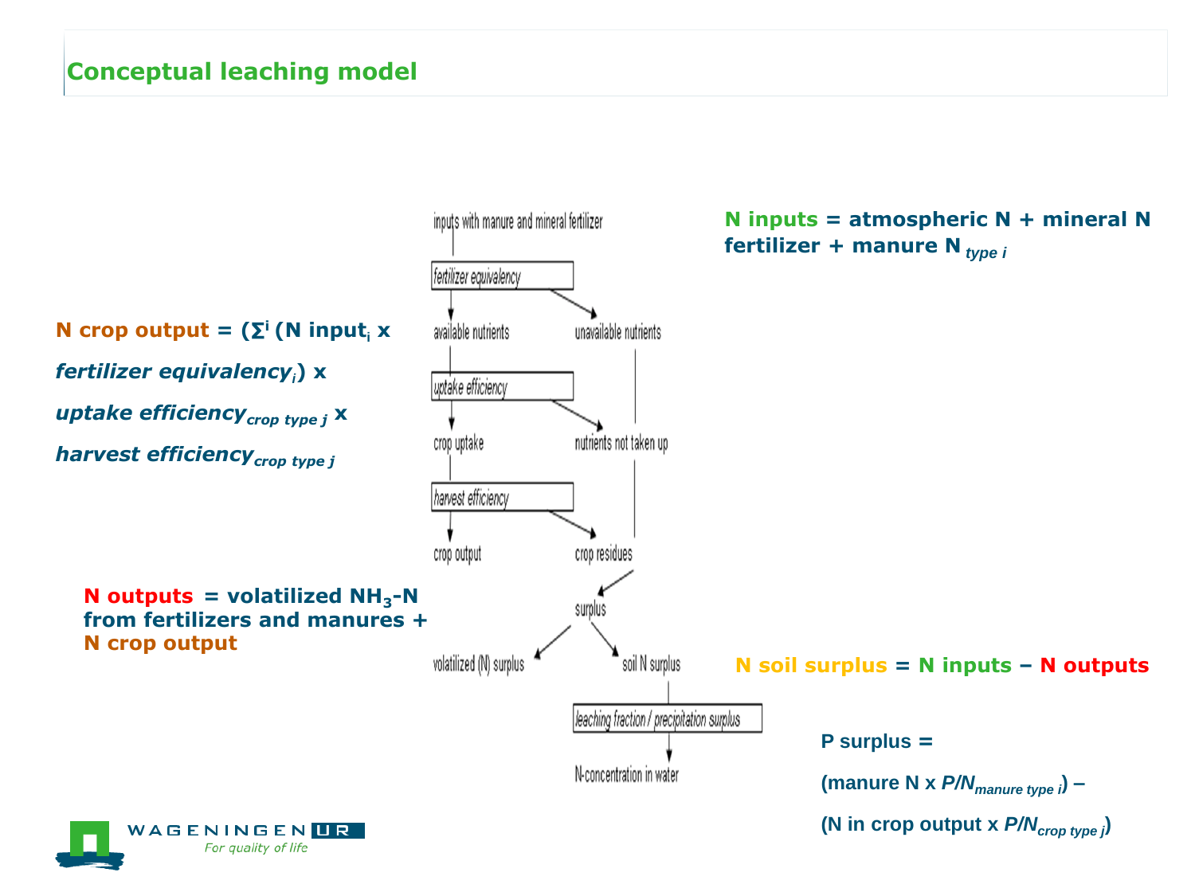## Conceptual leaching model

**N crop output** = ($\Sigma^{i}$ (N $input_i$ x *fertilizer* $equivalency_i$) x *uptake* $efficiency_{crop\ type\ j}$ x *harvest* $efficiency_{crop\ type\ j}$

inputs with manure and mineral fertilizer

*fertilizer equivalency*

available nutrients — unavailable nutrients

*uptake efficiency*

crop uptake — nutrients not taken up

*harvest efficiency*

crop output — crop residues

surplus

volatilized (N) surplus — soil N surplus

*leaching fraction / precipitation surplus*

N-concentration in water

**N inputs** = atmospheric N + mineral N fertilizer + manure $N_{type\ i}$

**N outputs** = volatilized $NH_3$-N from fertilizers and manures + N crop output

**N soil surplus** = N inputs − N outputs

**P surplus** =

(manure N x $P/N_{manure\ type\ i}$) −

(N in crop output x $P/N_{crop\ type\ j}$)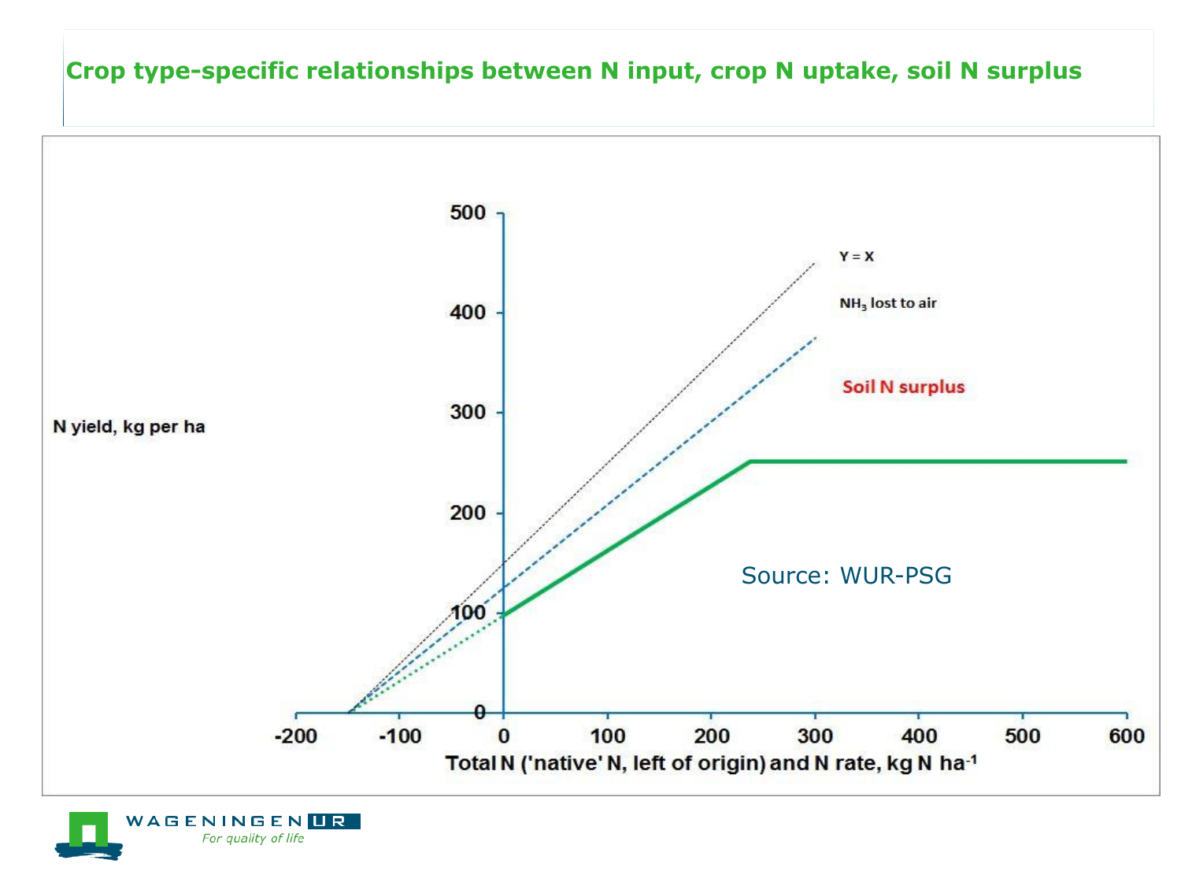## Crop type-specific relationships between N input, crop N uptake, soil N surplus

N yield, kg per ha

500

400

300

200

100

0

-200 -100 0 100 200 300 400 500 600

Total N ('native' N, left of origin) and N rate, kg N $ha^{-1}$

Y = X

$NH_3$ lost to air

Soil N surplus

Source: WUR-PSG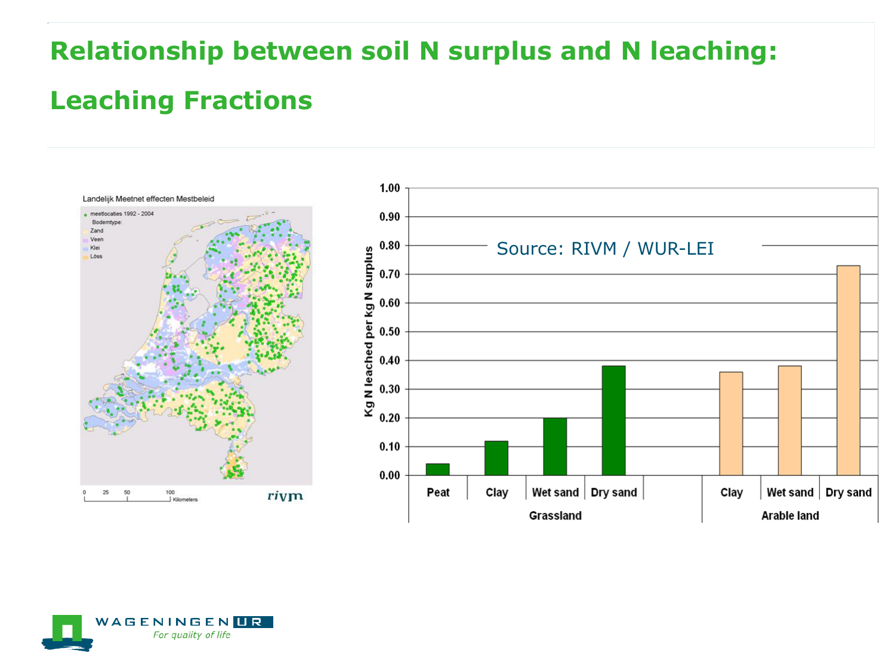# Relationship between soil N surplus and N leaching:

# Leaching Fractions

Landelijk Meetnet effecten Mestbeleid

- meetlocaties 1992 - 2004
- Bodemtype:
  - Zand
  - Veen
  - Klei
  - Löss

0 25 50 100 Kilometers

rivm

Source: RIVM / WUR-LEI

Kg N leached per kg N surplus

| Land use | Soil | Kg N leached per kg N surplus |
|---|---|---|
| Grassland | Peat | 0.04 |
| Grassland | Clay | 0.12 |
| Grassland | Wet sand | 0.20 |
| Grassland | Dry sand | 0.38 |
| Arable land | Clay | 0.36 |
| Arable land | Wet sand | 0.38 |
| Arable land | Dry sand | 0.73 |

WAGENINGEN UR

*For quality of life*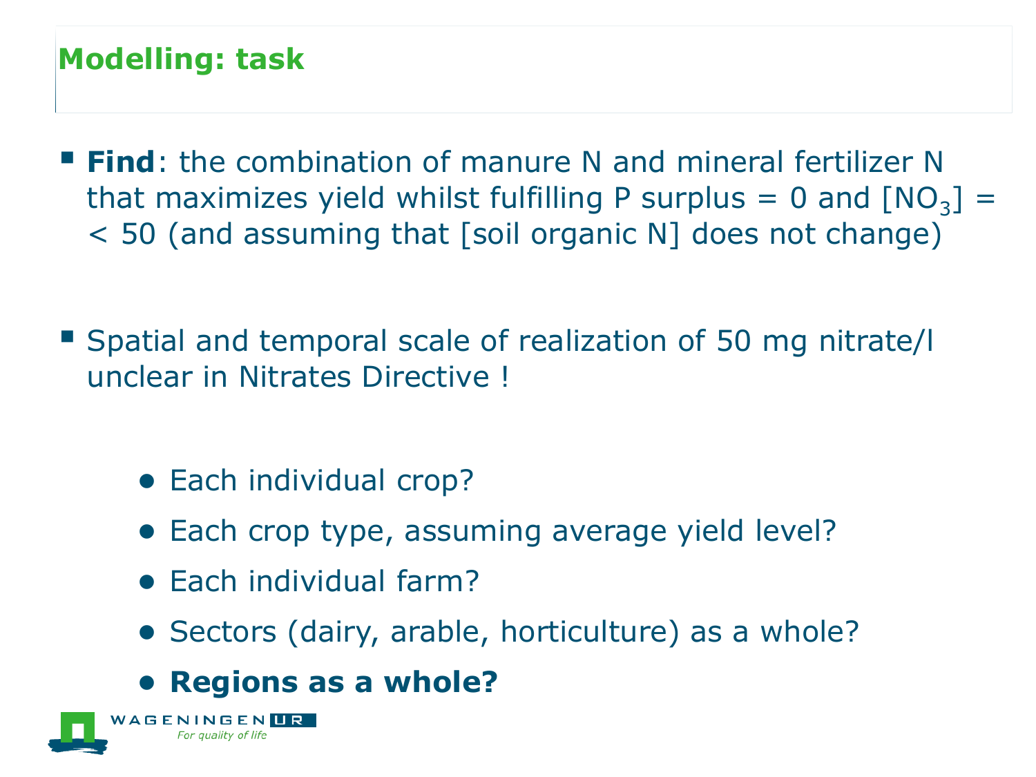# Modelling: task

- **Find**: the combination of manure N and mineral fertilizer N that maximizes yield whilst fulfilling P surplus = 0 and $[NO_3]$ = < 50 (and assuming that [soil organic N] does not change)

- Spatial and temporal scale of realization of 50 mg nitrate/l unclear in Nitrates Directive !

  - Each individual crop?
  - Each crop type, assuming average yield level?
  - Each individual farm?
  - Sectors (dairy, arable, horticulture) as a whole?
  - **Regions as a whole?**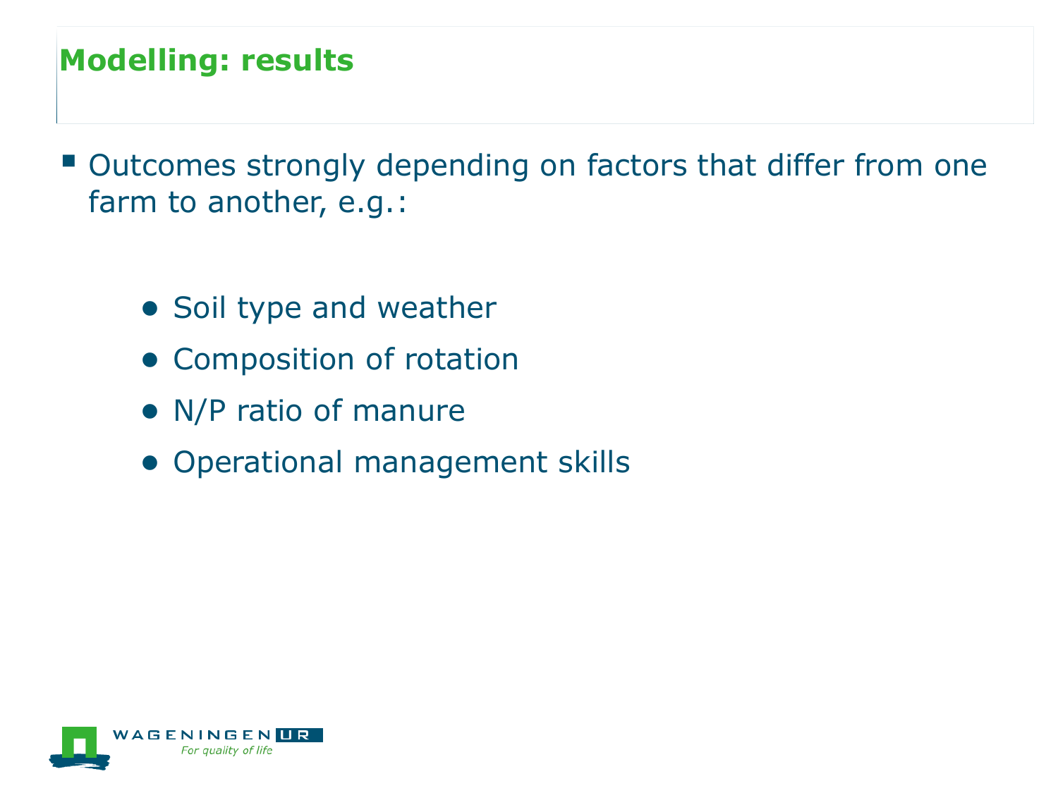## Modelling: results

- Outcomes strongly depending on factors that differ from one farm to another, e.g.:
  - Soil type and weather
  - Composition of rotation
  - N/P ratio of manure
  - Operational management skills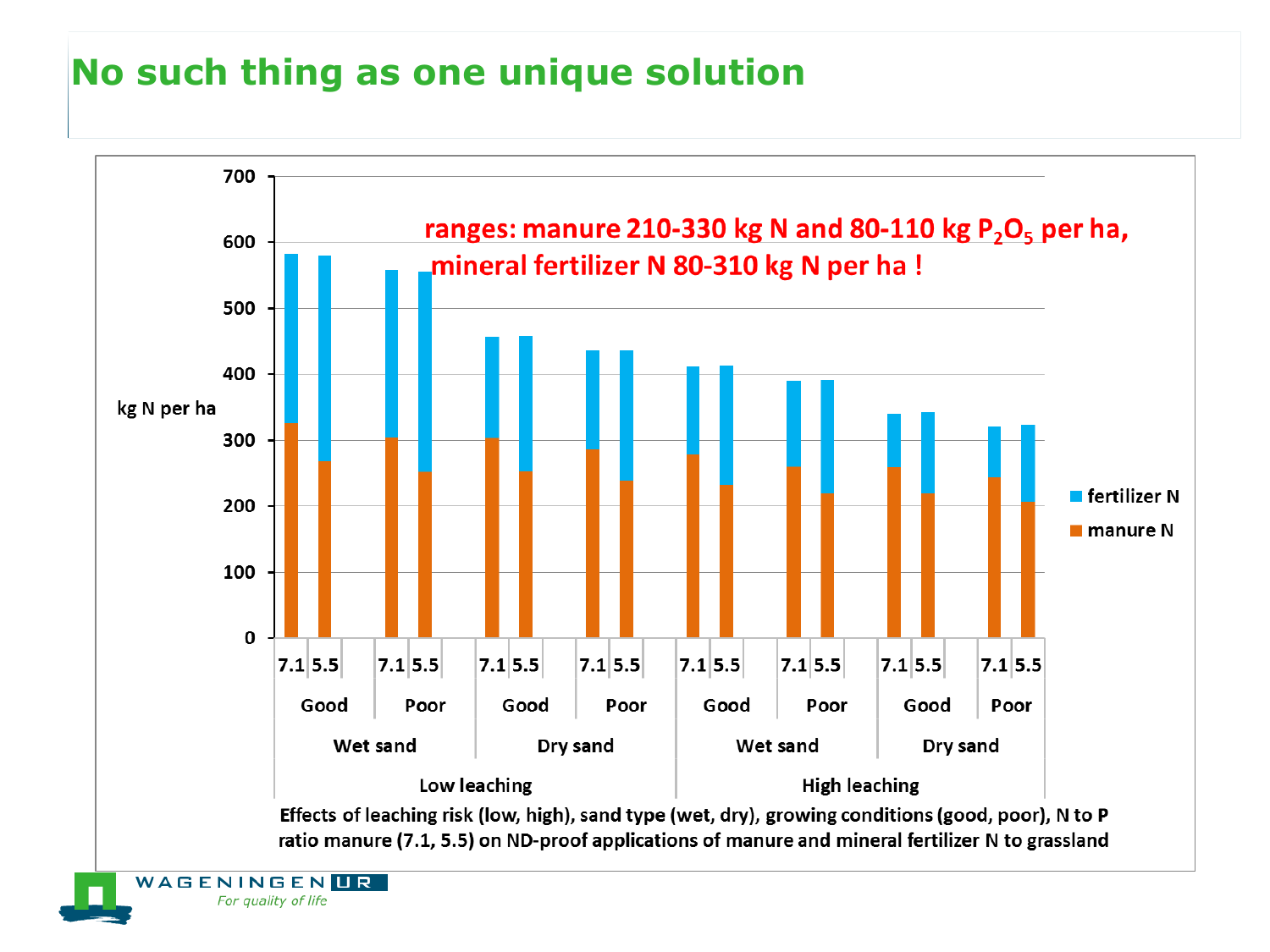# No such thing as one unique solution

ranges: manure 210-330 kg N and 80-110 kg $P_2O_5$ per ha, mineral fertilizer N 80-310 kg N per ha !

| Leaching | Sand type | Growing conditions | N to P ratio manure | manure N (kg N per ha) | fertilizer N (kg N per ha) | Total (kg N per ha) |
|---|---|---|---|---|---|---|
| Low leaching | Wet sand | Good | 7.1 | ~325 | ~255 | ~580 |
| | | | 5.5 | ~268 | ~312 | ~580 |
| | | Poor | 7.1 | ~302 | ~256 | ~558 |
| | | | 5.5 | ~252 | ~303 | ~555 |
| | Dry sand | Good | 7.1 | ~302 | ~154 | ~456 |
| | | | 5.5 | ~252 | ~206 | ~458 |
| | | Poor | 7.1 | ~285 | ~151 | ~436 |
| | | | 5.5 | ~238 | ~198 | ~436 |
| High leaching | Wet sand | Good | 7.1 | ~278 | ~134 | ~412 |
| | | | 5.5 | ~232 | ~181 | ~413 |
| | | Poor | 7.1 | ~260 | ~130 | ~390 |
| | | | 5.5 | ~218 | ~173 | ~391 |
| | Dry sand | Good | 7.1 | ~260 | ~80 | ~340 |
| | | | 5.5 | ~218 | ~124 | ~342 |
| | | Poor | 7.1 | ~244 | ~76 | ~320 |
| | | | 5.5 | ~205 | ~118 | ~323 |

Effects of leaching risk (low, high), sand type (wet, dry), growing conditions (good, poor), N to P ratio manure (7.1, 5.5) on ND-proof applications of manure and mineral fertilizer N to grassland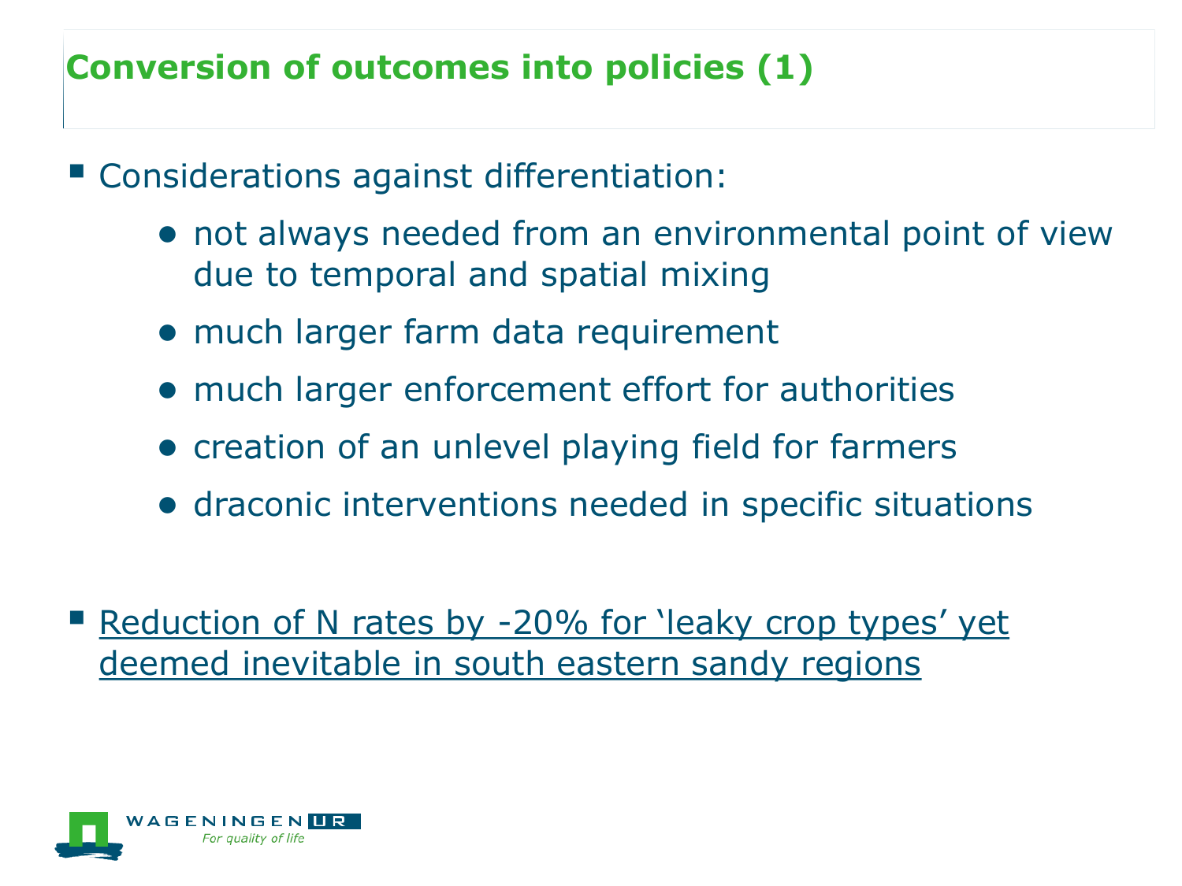# Conversion of outcomes into policies (1)

- Considerations against differentiation:
  - not always needed from an environmental point of view due to temporal and spatial mixing
  - much larger farm data requirement
  - much larger enforcement effort for authorities
  - creation of an unlevel playing field for farmers
  - draconic interventions needed in specific situations

- Reduction of N rates by -20% for ‘leaky crop types’ yet deemed inevitable in south eastern sandy regions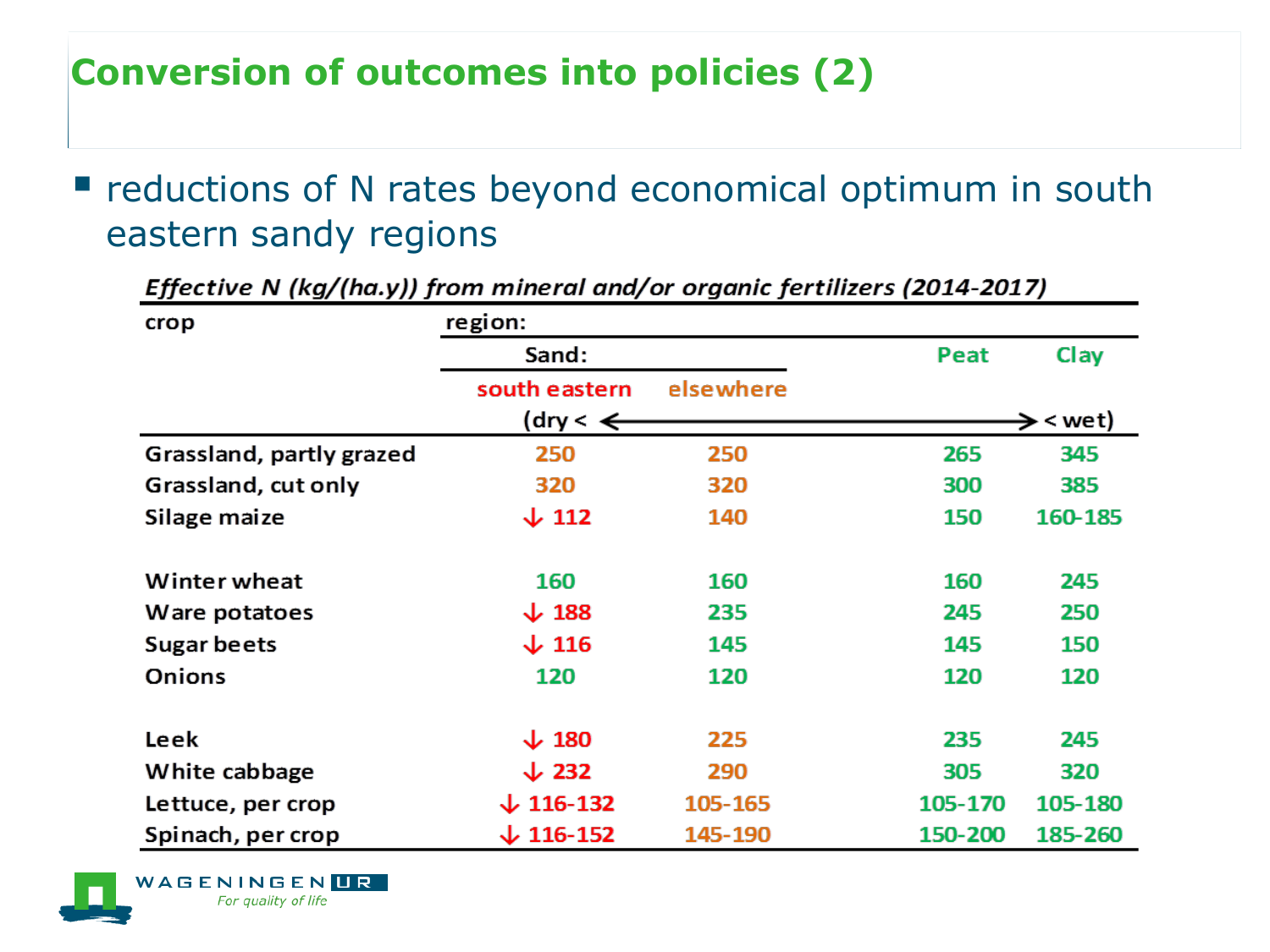# Conversion of outcomes into policies (2)

- reductions of N rates beyond economical optimum in south eastern sandy regions

*Effective N (kg/(ha.y)) from mineral and/or organic fertilizers (2014-2017)*

| crop | region: | | | |
|---|---|---|---|---|
| | Sand: | | Peat | Clay |
| | south eastern | elsewhere | | |
| | (dry < | ⟷ | | < wet) |
| Grassland, partly grazed | 250 | 250 | 265 | 345 |
| Grassland, cut only | 320 | 320 | 300 | 385 |
| Silage maize | ↓ 112 | 140 | 150 | 160-185 |
| Winter wheat | 160 | 160 | 160 | 245 |
| Ware potatoes | ↓ 188 | 235 | 245 | 250 |
| Sugar beets | ↓ 116 | 145 | 145 | 150 |
| Onions | 120 | 120 | 120 | 120 |
| Leek | ↓ 180 | 225 | 235 | 245 |
| White cabbage | ↓ 232 | 290 | 305 | 320 |
| Lettuce, per crop | ↓ 116-132 | 105-165 | 105-170 | 105-180 |
| Spinach, per crop | ↓ 116-152 | 145-190 | 150-200 | 185-260 |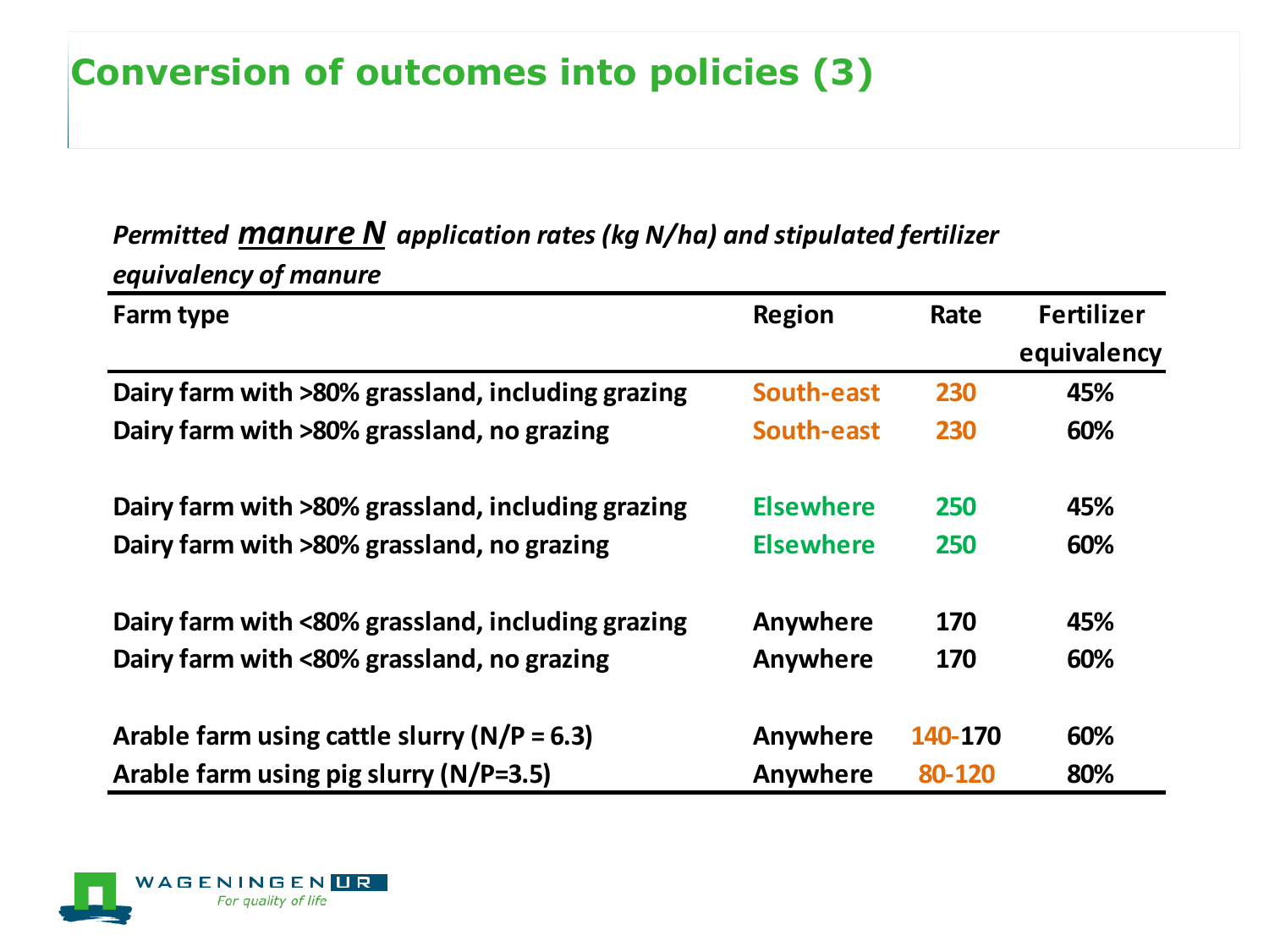# Conversion of outcomes into policies (3)

***Permitted manure N application rates (kg N/ha) and stipulated fertilizer equivalency of manure***

| Farm type | Region | Rate | Fertilizer equivalency |
|---|---|---|---|
| Dairy farm with >80% grassland, including grazing | South-east | 230 | 45% |
| Dairy farm with >80% grassland, no grazing | South-east | 230 | 60% |
| Dairy farm with >80% grassland, including grazing | Elsewhere | 250 | 45% |
| Dairy farm with >80% grassland, no grazing | Elsewhere | 250 | 60% |
| Dairy farm with <80% grassland, including grazing | Anywhere | 170 | 45% |
| Dairy farm with <80% grassland, no grazing | Anywhere | 170 | 60% |
| Arable farm using cattle slurry (N/P = 6.3) | Anywhere | 140-170 | 60% |
| Arable farm using pig slurry (N/P=3.5) | Anywhere | 80-120 | 80% |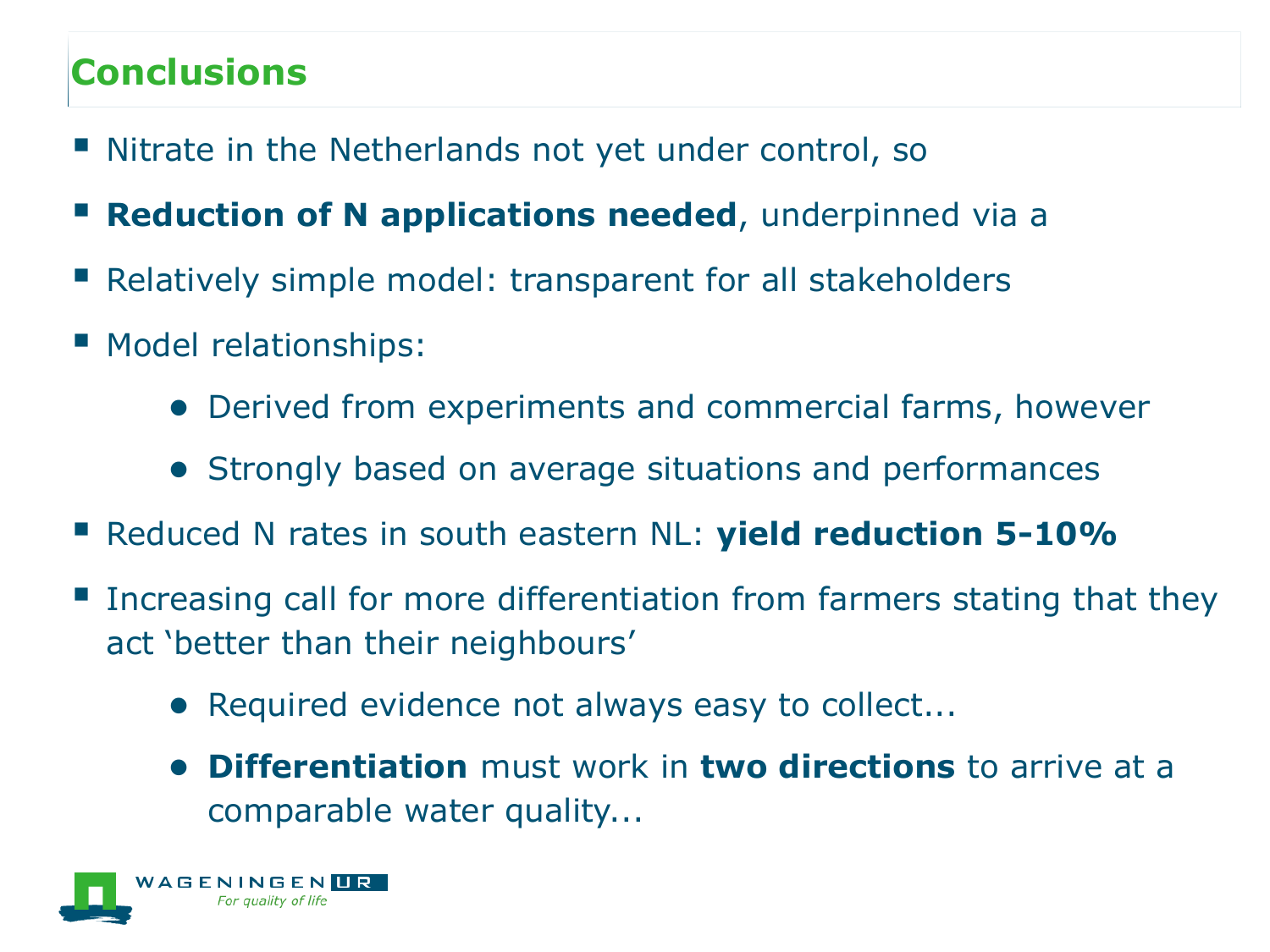# Conclusions

- Nitrate in the Netherlands not yet under control, so
- **Reduction of N applications needed**, underpinned via a
- Relatively simple model: transparent for all stakeholders
- Model relationships:
  - Derived from experiments and commercial farms, however
  - Strongly based on average situations and performances
- Reduced N rates in south eastern NL: **yield reduction 5-10%**
- Increasing call for more differentiation from farmers stating that they act 'better than their neighbours'
  - Required evidence not always easy to collect...
  - **Differentiation** must work in **two directions** to arrive at a comparable water quality...

WAGENINGEN UR
*For quality of life*